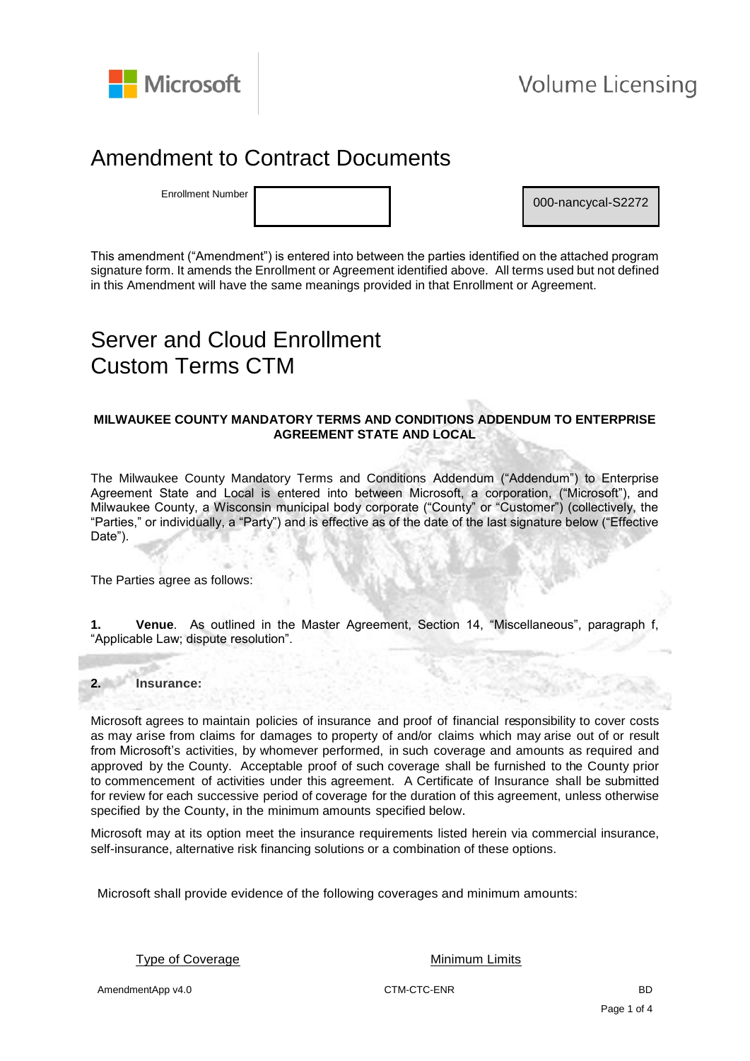# Amendment to Contract Documents

| Enrollment Number | | 000-nancycal-S2272 |
|---|---|---|

This amendment ("Amendment") is entered into between the parties identified on the attached program signature form. It amends the Enrollment or Agreement identified above. All terms used but not defined in this Amendment will have the same meanings provided in that Enrollment or Agreement.

# Server and Cloud Enrollment Custom Terms CTM

**MILWAUKEE COUNTY MANDATORY TERMS AND CONDITIONS ADDENDUM TO ENTERPRISE AGREEMENT STATE AND LOCAL**

The Milwaukee County Mandatory Terms and Conditions Addendum ("Addendum") to Enterprise Agreement State and Local is entered into between Microsoft, a corporation, ("Microsoft"), and Milwaukee County, a Wisconsin municipal body corporate ("County" or "Customer") (collectively, the "Parties," or individually, a "Party") and is effective as of the date of the last signature below ("Effective Date").

The Parties agree as follows:

**1. Venue**. As outlined in the Master Agreement, Section 14, "Miscellaneous", paragraph f, "Applicable Law; dispute resolution".

**2. Insurance:**

Microsoft agrees to maintain policies of insurance and proof of financial responsibility to cover costs as may arise from claims for damages to property of and/or claims which may arise out of or result from Microsoft's activities, by whomever performed, in such coverage and amounts as required and approved by the County. Acceptable proof of such coverage shall be furnished to the County prior to commencement of activities under this agreement. A Certificate of Insurance shall be submitted for review for each successive period of coverage for the duration of this agreement, unless otherwise specified by the County, in the minimum amounts specified below.

Microsoft may at its option meet the insurance requirements listed herein via commercial insurance, self-insurance, alternative risk financing solutions or a combination of these options.

Microsoft shall provide evidence of the following coverages and minimum amounts:

| Type of Coverage | Minimum Limits |
|---|---|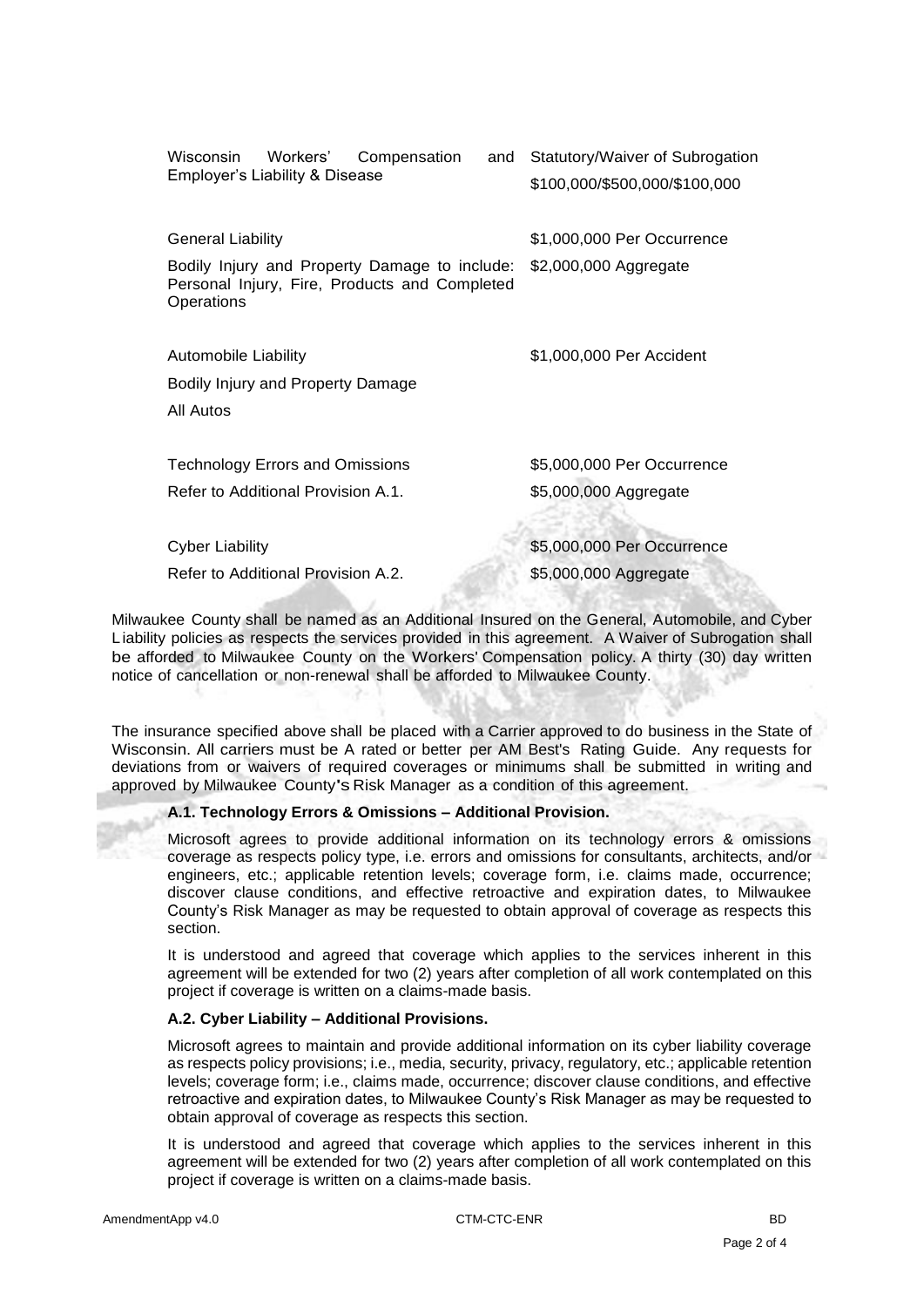| | |
|---|---|
| Wisconsin Workers' Compensation and Employer's Liability & Disease | Statutory/Waiver of Subrogation<br>$100,000/$500,000/$100,000 |
| General Liability<br>Bodily Injury and Property Damage to include: Personal Injury, Fire, Products and Completed Operations | $1,000,000 Per Occurrence<br>$2,000,000 Aggregate |
| Automobile Liability<br>Bodily Injury and Property Damage<br>All Autos | $1,000,000 Per Accident |
| Technology Errors and Omissions<br>Refer to Additional Provision A.1. | $5,000,000 Per Occurrence<br>$5,000,000 Aggregate |
| Cyber Liability<br>Refer to Additional Provision A.2. | $5,000,000 Per Occurrence<br>$5,000,000 Aggregate |

Milwaukee County shall be named as an Additional Insured on the General, Automobile, and Cyber Liability policies as respects the services provided in this agreement. A Waiver of Subrogation shall be afforded to Milwaukee County on the Workers' Compensation policy. A thirty (30) day written notice of cancellation or non-renewal shall be afforded to Milwaukee County.

The insurance specified above shall be placed with a Carrier approved to do business in the State of Wisconsin. All carriers must be A rated or better per AM Best's Rating Guide. Any requests for deviations from or waivers of required coverages or minimums shall be submitted in writing and approved by Milwaukee County's Risk Manager as a condition of this agreement.

**A.1. Technology Errors & Omissions – Additional Provision.**

Microsoft agrees to provide additional information on its technology errors & omissions coverage as respects policy type, i.e. errors and omissions for consultants, architects, and/or engineers, etc.; applicable retention levels; coverage form, i.e. claims made, occurrence; discover clause conditions, and effective retroactive and expiration dates, to Milwaukee County's Risk Manager as may be requested to obtain approval of coverage as respects this section.

It is understood and agreed that coverage which applies to the services inherent in this agreement will be extended for two (2) years after completion of all work contemplated on this project if coverage is written on a claims-made basis.

**A.2. Cyber Liability – Additional Provisions.**

Microsoft agrees to maintain and provide additional information on its cyber liability coverage as respects policy provisions; i.e., media, security, privacy, regulatory, etc.; applicable retention levels; coverage form; i.e., claims made, occurrence; discover clause conditions, and effective retroactive and expiration dates, to Milwaukee County's Risk Manager as may be requested to obtain approval of coverage as respects this section.

It is understood and agreed that coverage which applies to the services inherent in this agreement will be extended for two (2) years after completion of all work contemplated on this project if coverage is written on a claims-made basis.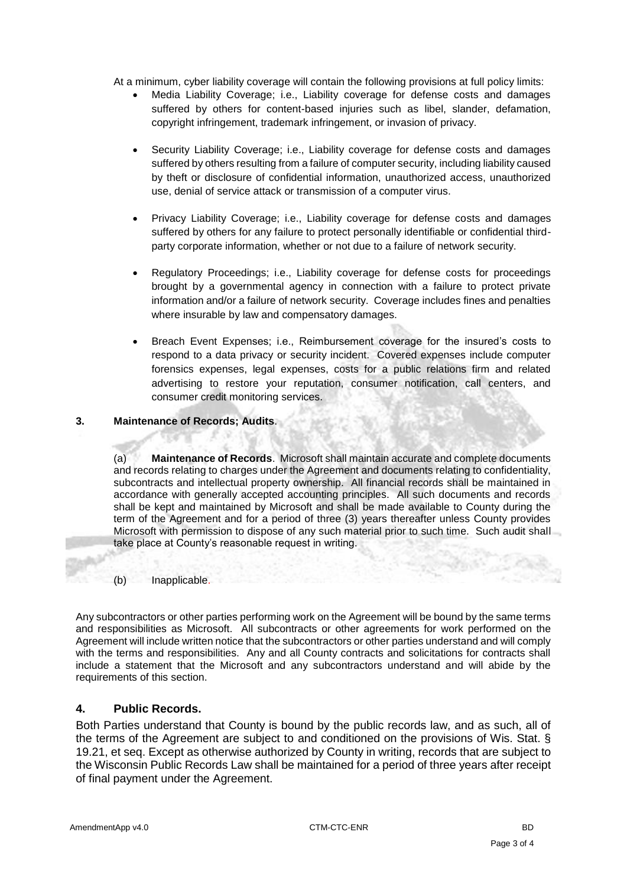At a minimum, cyber liability coverage will contain the following provisions at full policy limits:

- Media Liability Coverage; i.e., Liability coverage for defense costs and damages suffered by others for content-based injuries such as libel, slander, defamation, copyright infringement, trademark infringement, or invasion of privacy.
- Security Liability Coverage; i.e., Liability coverage for defense costs and damages suffered by others resulting from a failure of computer security, including liability caused by theft or disclosure of confidential information, unauthorized access, unauthorized use, denial of service attack or transmission of a computer virus.
- Privacy Liability Coverage; i.e., Liability coverage for defense costs and damages suffered by others for any failure to protect personally identifiable or confidential third-party corporate information, whether or not due to a failure of network security.
- Regulatory Proceedings; i.e., Liability coverage for defense costs for proceedings brought by a governmental agency in connection with a failure to protect private information and/or a failure of network security. Coverage includes fines and penalties where insurable by law and compensatory damages.
- Breach Event Expenses; i.e., Reimbursement coverage for the insured's costs to respond to a data privacy or security incident. Covered expenses include computer forensics expenses, legal expenses, costs for a public relations firm and related advertising to restore your reputation, consumer notification, call centers, and consumer credit monitoring services.

**3. Maintenance of Records; Audits**.

(a) **Maintenance of Records**. Microsoft shall maintain accurate and complete documents and records relating to charges under the Agreement and documents relating to confidentiality, subcontracts and intellectual property ownership. All financial records shall be maintained in accordance with generally accepted accounting principles. All such documents and records shall be kept and maintained by Microsoft and shall be made available to County during the term of the Agreement and for a period of three (3) years thereafter unless County provides Microsoft with permission to dispose of any such material prior to such time. Such audit shall take place at County's reasonable request in writing.

(b) Inapplicable.

Any subcontractors or other parties performing work on the Agreement will be bound by the same terms and responsibilities as Microsoft. All subcontracts or other agreements for work performed on the Agreement will include written notice that the subcontractors or other parties understand and will comply with the terms and responsibilities. Any and all County contracts and solicitations for contracts shall include a statement that the Microsoft and any subcontractors understand and will abide by the requirements of this section.

## 4. Public Records.

Both Parties understand that County is bound by the public records law, and as such, all of the terms of the Agreement are subject to and conditioned on the provisions of Wis. Stat. § 19.21, et seq. Except as otherwise authorized by County in writing, records that are subject to the Wisconsin Public Records Law shall be maintained for a period of three years after receipt of final payment under the Agreement.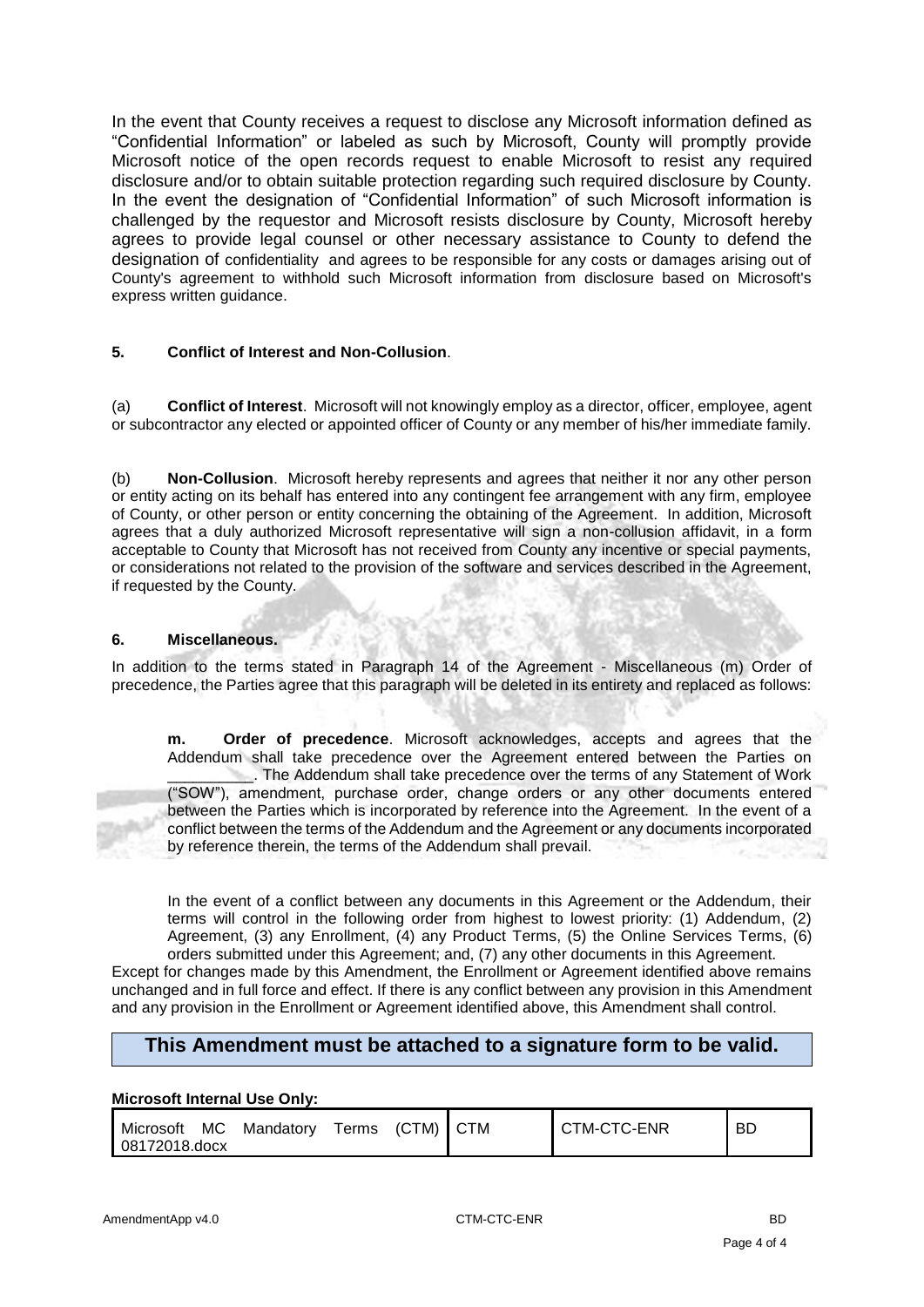In the event that County receives a request to disclose any Microsoft information defined as "Confidential Information" or labeled as such by Microsoft, County will promptly provide Microsoft notice of the open records request to enable Microsoft to resist any required disclosure and/or to obtain suitable protection regarding such required disclosure by County. In the event the designation of "Confidential Information" of such Microsoft information is challenged by the requestor and Microsoft resists disclosure by County, Microsoft hereby agrees to provide legal counsel or other necessary assistance to County to defend the designation of confidentiality and agrees to be responsible for any costs or damages arising out of County's agreement to withhold such Microsoft information from disclosure based on Microsoft's express written guidance.

**5. Conflict of Interest and Non-Collusion**.

(a) **Conflict of Interest**. Microsoft will not knowingly employ as a director, officer, employee, agent or subcontractor any elected or appointed officer of County or any member of his/her immediate family.

(b) **Non-Collusion**. Microsoft hereby represents and agrees that neither it nor any other person or entity acting on its behalf has entered into any contingent fee arrangement with any firm, employee of County, or other person or entity concerning the obtaining of the Agreement. In addition, Microsoft agrees that a duly authorized Microsoft representative will sign a non-collusion affidavit, in a form acceptable to County that Microsoft has not received from County any incentive or special payments, or considerations not related to the provision of the software and services described in the Agreement, if requested by the County.

**6. Miscellaneous.**

In addition to the terms stated in Paragraph 14 of the Agreement - Miscellaneous (m) Order of precedence, the Parties agree that this paragraph will be deleted in its entirety and replaced as follows:

> **m. Order of precedence**. Microsoft acknowledges, accepts and agrees that the Addendum shall take precedence over the Agreement entered between the Parties on __________. The Addendum shall take precedence over the terms of any Statement of Work ("SOW"), amendment, purchase order, change orders or any other documents entered between the Parties which is incorporated by reference into the Agreement. In the event of a conflict between the terms of the Addendum and the Agreement or any documents incorporated by reference therein, the terms of the Addendum shall prevail.
>
> In the event of a conflict between any documents in this Agreement or the Addendum, their terms will control in the following order from highest to lowest priority: (1) Addendum, (2) Agreement, (3) any Enrollment, (4) any Product Terms, (5) the Online Services Terms, (6) orders submitted under this Agreement; and, (7) any other documents in this Agreement.

Except for changes made by this Amendment, the Enrollment or Agreement identified above remains unchanged and in full force and effect. If there is any conflict between any provision in this Amendment and any provision in the Enrollment or Agreement identified above, this Amendment shall control.

## This Amendment must be attached to a signature form to be valid.

**Microsoft Internal Use Only:**

| | | | |
|---|---|---|---|
| Microsoft MC Mandatory Terms (CTM) 08172018.docx | CTM | CTM-CTC-ENR | BD |